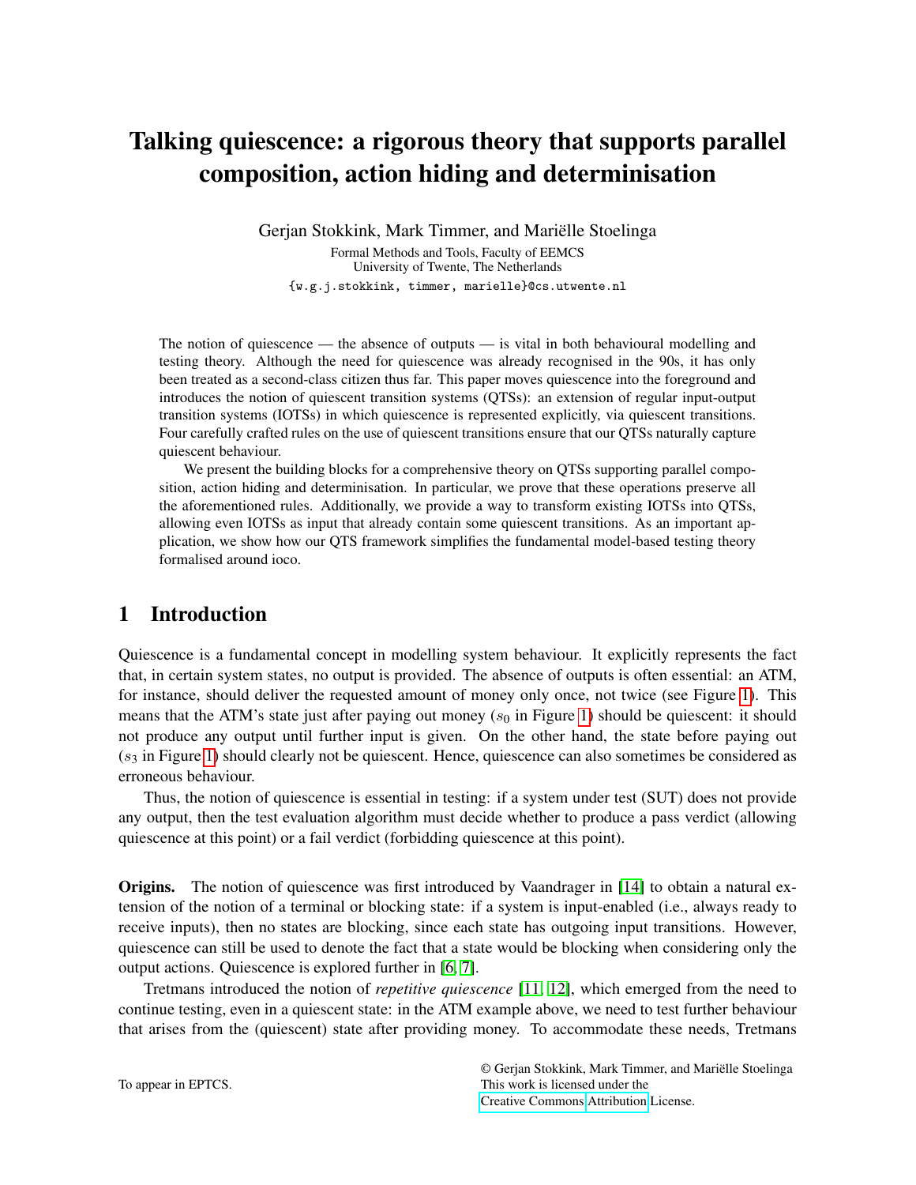# Talking quiescence: a rigorous theory that supports parallel composition, action hiding and determinisation

Gerjan Stokkink, Mark Timmer, and Mariëlle Stoelinga

Formal Methods and Tools, Faculty of EEMCS
University of Twente, The Netherlands
{w.g.j.stokkink, timmer, marielle}@cs.utwente.nl

The notion of quiescence — the absence of outputs — is vital in both behavioural modelling and testing theory. Although the need for quiescence was already recognised in the 90s, it has only been treated as a second-class citizen thus far. This paper moves quiescence into the foreground and introduces the notion of quiescent transition systems (QTSs): an extension of regular input-output transition systems (IOTSs) in which quiescence is represented explicitly, via quiescent transitions. Four carefully crafted rules on the use of quiescent transitions ensure that our QTSs naturally capture quiescent behaviour.

We present the building blocks for a comprehensive theory on QTSs supporting parallel composition, action hiding and determinisation. In particular, we prove that these operations preserve all the aforementioned rules. Additionally, we provide a way to transform existing IOTSs into QTSs, allowing even IOTSs as input that already contain some quiescent transitions. As an important application, we show how our QTS framework simplifies the fundamental model-based testing theory formalised around ioco.

## 1 Introduction

Quiescence is a fundamental concept in modelling system behaviour. It explicitly represents the fact that, in certain system states, no output is provided. The absence of outputs is often essential: an ATM, for instance, should deliver the requested amount of money only once, not twice (see Figure 1). This means that the ATM's state just after paying out money ($s_0$ in Figure 1) should be quiescent: it should not produce any output until further input is given. On the other hand, the state before paying out ($s_3$ in Figure 1) should clearly not be quiescent. Hence, quiescence can also sometimes be considered as erroneous behaviour.

Thus, the notion of quiescence is essential in testing: if a system under test (SUT) does not provide any output, then the test evaluation algorithm must decide whether to produce a pass verdict (allowing quiescence at this point) or a fail verdict (forbidding quiescence at this point).

**Origins.** The notion of quiescence was first introduced by Vaandrager in [14] to obtain a natural extension of the notion of a terminal or blocking state: if a system is input-enabled (i.e., always ready to receive inputs), then no states are blocking, since each state has outgoing input transitions. However, quiescence can still be used to denote the fact that a state would be blocking when considering only the output actions. Quiescence is explored further in [6, 7].

Tretmans introduced the notion of *repetitive quiescence* [11, 12], which emerged from the need to continue testing, even in a quiescent state: in the ATM example above, we need to test further behaviour that arises from the (quiescent) state after providing money. To accommodate these needs, Tretmans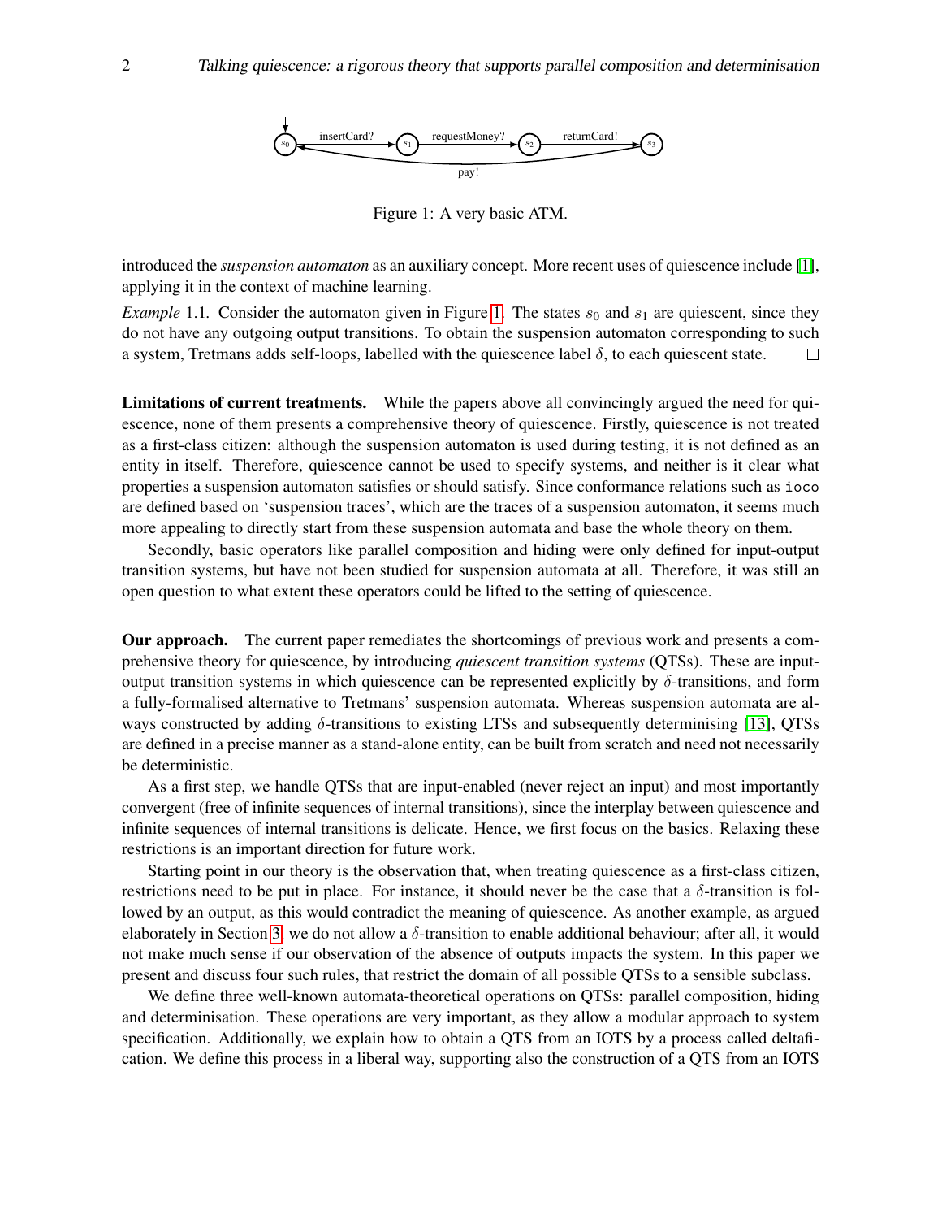Figure 1: A very basic ATM.

introduced the *suspension automaton* as an auxiliary concept. More recent uses of quiescence include [1], applying it in the context of machine learning.

*Example* 1.1. Consider the automaton given in Figure 1. The states $s_0$ and $s_1$ are quiescent, since they do not have any outgoing output transitions. To obtain the suspension automaton corresponding to such a system, Tretmans adds self-loops, labelled with the quiescence label $\delta$, to each quiescent state. □

**Limitations of current treatments.** While the papers above all convincingly argued the need for quiescence, none of them presents a comprehensive theory of quiescence. Firstly, quiescence is not treated as a first-class citizen: although the suspension automaton is used during testing, it is not defined as an entity in itself. Therefore, quiescence cannot be used to specify systems, and neither is it clear what properties a suspension automaton satisfies or should satisfy. Since conformance relations such as ioco are defined based on 'suspension traces', which are the traces of a suspension automaton, it seems much more appealing to directly start from these suspension automata and base the whole theory on them.

Secondly, basic operators like parallel composition and hiding were only defined for input-output transition systems, but have not been studied for suspension automata at all. Therefore, it was still an open question to what extent these operators could be lifted to the setting of quiescence.

**Our approach.** The current paper remediates the shortcomings of previous work and presents a comprehensive theory for quiescence, by introducing *quiescent transition systems* (QTSs). These are input-output transition systems in which quiescence can be represented explicitly by $\delta$-transitions, and form a fully-formalised alternative to Tretmans' suspension automata. Whereas suspension automata are always constructed by adding $\delta$-transitions to existing LTSs and subsequently determinising [13], QTSs are defined in a precise manner as a stand-alone entity, can be built from scratch and need not necessarily be deterministic.

As a first step, we handle QTSs that are input-enabled (never reject an input) and most importantly convergent (free of infinite sequences of internal transitions), since the interplay between quiescence and infinite sequences of internal transitions is delicate. Hence, we first focus on the basics. Relaxing these restrictions is an important direction for future work.

Starting point in our theory is the observation that, when treating quiescence as a first-class citizen, restrictions need to be put in place. For instance, it should never be the case that a $\delta$-transition is followed by an output, as this would contradict the meaning of quiescence. As another example, as argued elaborately in Section 3, we do not allow a $\delta$-transition to enable additional behaviour; after all, it would not make much sense if our observation of the absence of outputs impacts the system. In this paper we present and discuss four such rules, that restrict the domain of all possible QTSs to a sensible subclass.

We define three well-known automata-theoretical operations on QTSs: parallel composition, hiding and determinisation. These operations are very important, as they allow a modular approach to system specification. Additionally, we explain how to obtain a QTS from an IOTS by a process called deltafication. We define this process in a liberal way, supporting also the construction of a QTS from an IOTS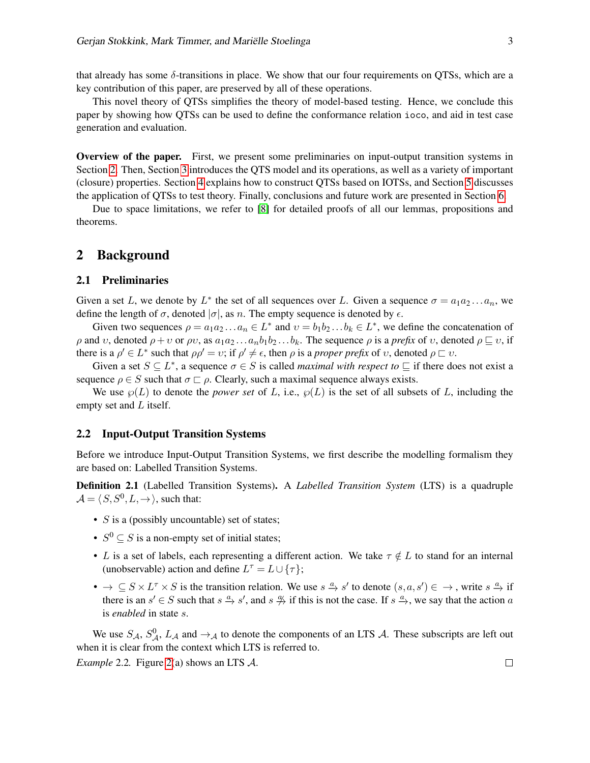that already has some $\delta$-transitions in place. We show that our four requirements on QTSs, which are a key contribution of this paper, are preserved by all of these operations.

This novel theory of QTSs simplifies the theory of model-based testing. Hence, we conclude this paper by showing how QTSs can be used to define the conformance relation `ioco`, and aid in test case generation and evaluation.

**Overview of the paper.** First, we present some preliminaries on input-output transition systems in Section 2. Then, Section 3 introduces the QTS model and its operations, as well as a variety of important (closure) properties. Section 4 explains how to construct QTSs based on IOTSs, and Section 5 discusses the application of QTSs to test theory. Finally, conclusions and future work are presented in Section 6.

Due to space limitations, we refer to [8] for detailed proofs of all our lemmas, propositions and theorems.

## 2 Background

### 2.1 Preliminaries

Given a set $L$, we denote by $L^*$ the set of all sequences over $L$. Given a sequence $\sigma = a_1 a_2 \dots a_n$, we define the length of $\sigma$, denoted $|\sigma|$, as $n$. The empty sequence is denoted by $\epsilon$.

Given two sequences $\rho = a_1 a_2 \dots a_n \in L^*$ and $\upsilon = b_1 b_2 \dots b_k \in L^*$, we define the concatenation of $\rho$ and $\upsilon$, denoted $\rho + \upsilon$ or $\rho\upsilon$, as $a_1 a_2 \dots a_n b_1 b_2 \dots b_k$. The sequence $\rho$ is a *prefix* of $\upsilon$, denoted $\rho \sqsubseteq \upsilon$, if there is a $\rho' \in L^*$ such that $\rho\rho' = \upsilon$; if $\rho' \neq \epsilon$, then $\rho$ is a *proper prefix* of $\upsilon$, denoted $\rho \sqsubset \upsilon$.

Given a set $S \subseteq L^*$, a sequence $\sigma \in S$ is called *maximal with respect to* $\sqsubseteq$ if there does not exist a sequence $\rho \in S$ such that $\sigma \sqsubset \rho$. Clearly, such a maximal sequence always exists.

We use $\wp(L)$ to denote the *power set* of $L$, i.e., $\wp(L)$ is the set of all subsets of $L$, including the empty set and $L$ itself.

### 2.2 Input-Output Transition Systems

Before we introduce Input-Output Transition Systems, we first describe the modelling formalism they are based on: Labelled Transition Systems.

**Definition 2.1** (Labelled Transition Systems)**.** A *Labelled Transition System* (LTS) is a quadruple $\mathcal{A} = \langle S, S^0, L, \rightarrow \rangle$, such that:

- $S$ is a (possibly uncountable) set of states;
- $S^0 \subseteq S$ is a non-empty set of initial states;
- $L$ is a set of labels, each representing a different action. We take $\tau \notin L$ to stand for an internal (unobservable) action and define $L^\tau = L \cup \{\tau\}$;
- $\rightarrow\ \subseteq S \times L^\tau \times S$ is the transition relation. We use $s \xrightarrow{a} s'$ to denote $(s, a, s') \in\ \rightarrow$, write $s \xrightarrow{a}$ if there is an $s' \in S$ such that $s \xrightarrow{a} s'$, and $s \not\xrightarrow{a}$ if this is not the case. If $s \xrightarrow{a}$, we say that the action $a$ is *enabled* in state $s$.

We use $S_\mathcal{A}$, $S^0_\mathcal{A}$, $L_\mathcal{A}$ and $\rightarrow_\mathcal{A}$ to denote the components of an LTS $\mathcal{A}$. These subscripts are left out when it is clear from the context which LTS is referred to.

*Example* 2.2. Figure 2(a) shows an LTS $\mathcal{A}$. □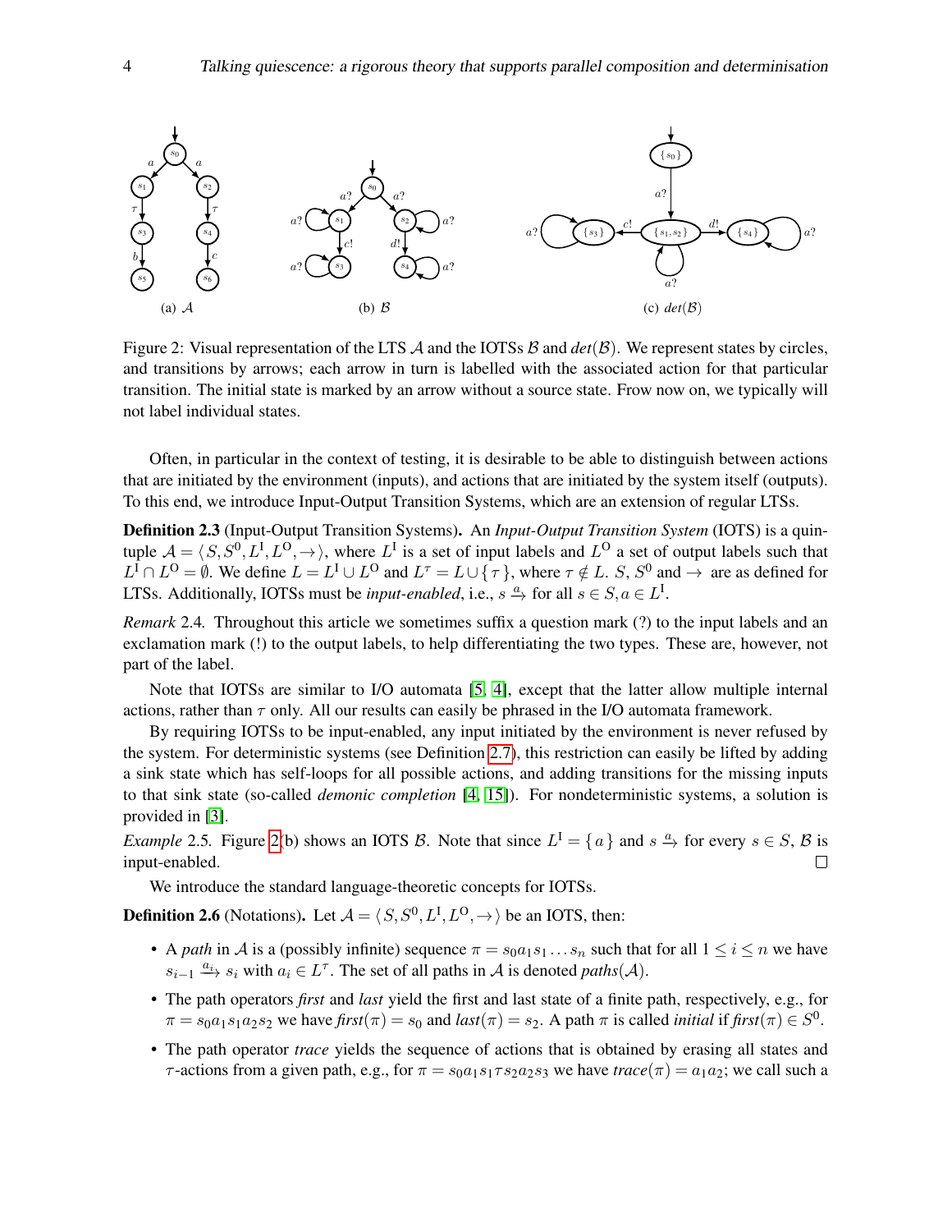(a) $\mathcal{A}$ (b) $\mathcal{B}$ (c) $det(\mathcal{B})$

Figure 2: Visual representation of the LTS $\mathcal{A}$ and the IOTSs $\mathcal{B}$ and $det(\mathcal{B})$. We represent states by circles, and transitions by arrows; each arrow in turn is labelled with the associated action for that particular transition. The initial state is marked by an arrow without a source state. Frow now on, we typically will not label individual states.

Often, in particular in the context of testing, it is desirable to be able to distinguish between actions that are initiated by the environment (inputs), and actions that are initiated by the system itself (outputs). To this end, we introduce Input-Output Transition Systems, which are an extension of regular LTSs.

**Definition 2.3** (Input-Output Transition Systems)**.** An *Input-Output Transition System* (IOTS) is a quintuple $\mathcal{A} = \langle S, S^0, L^{\mathrm{I}}, L^{\mathrm{O}}, \rightarrow \rangle$, where $L^{\mathrm{I}}$ is a set of input labels and $L^{\mathrm{O}}$ a set of output labels such that $L^{\mathrm{I}} \cap L^{\mathrm{O}} = \emptyset$. We define $L = L^{\mathrm{I}} \cup L^{\mathrm{O}}$ and $L^\tau = L \cup \{\tau\}$, where $\tau \notin L$. $S$, $S^0$ and $\rightarrow$ are as defined for LTSs. Additionally, IOTSs must be *input-enabled*, i.e., $s \xrightarrow{a}$ for all $s \in S, a \in L^{\mathrm{I}}$.

*Remark* 2.4. Throughout this article we sometimes suffix a question mark (?) to the input labels and an exclamation mark (!) to the output labels, to help differentiating the two types. These are, however, not part of the label.

Note that IOTSs are similar to I/O automata [5, 4], except that the latter allow multiple internal actions, rather than $\tau$ only. All our results can easily be phrased in the I/O automata framework.

By requiring IOTSs to be input-enabled, any input initiated by the environment is never refused by the system. For deterministic systems (see Definition 2.7), this restriction can easily be lifted by adding a sink state which has self-loops for all possible actions, and adding transitions for the missing inputs to that sink state (so-called *demonic completion* [4, 15]). For nondeterministic systems, a solution is provided in [3].

*Example* 2.5. Figure 2(b) shows an IOTS $\mathcal{B}$. Note that since $L^{\mathrm{I}} = \{a\}$ and $s \xrightarrow{a}$ for every $s \in S$, $\mathcal{B}$ is input-enabled. □

We introduce the standard language-theoretic concepts for IOTSs.

**Definition 2.6** (Notations)**.** Let $\mathcal{A} = \langle S, S^0, L^{\mathrm{I}}, L^{\mathrm{O}}, \rightarrow \rangle$ be an IOTS, then:

- A *path* in $\mathcal{A}$ is a (possibly infinite) sequence $\pi = s_0 a_1 s_1 \ldots s_n$ such that for all $1 \leq i \leq n$ we have $s_{i-1} \xrightarrow{a_i} s_i$ with $a_i \in L^\tau$. The set of all paths in $\mathcal{A}$ is denoted *paths*$(\mathcal{A})$.
- The path operators *first* and *last* yield the first and last state of a finite path, respectively, e.g., for $\pi = s_0 a_1 s_1 a_2 s_2$ we have *first*$(\pi) = s_0$ and *last*$(\pi) = s_2$. A path $\pi$ is called *initial* if *first*$(\pi) \in S^0$.
- The path operator *trace* yields the sequence of actions that is obtained by erasing all states and $\tau$-actions from a given path, e.g., for $\pi = s_0 a_1 s_1 \tau s_2 a_2 s_3$ we have *trace*$(\pi) = a_1 a_2$; we call such a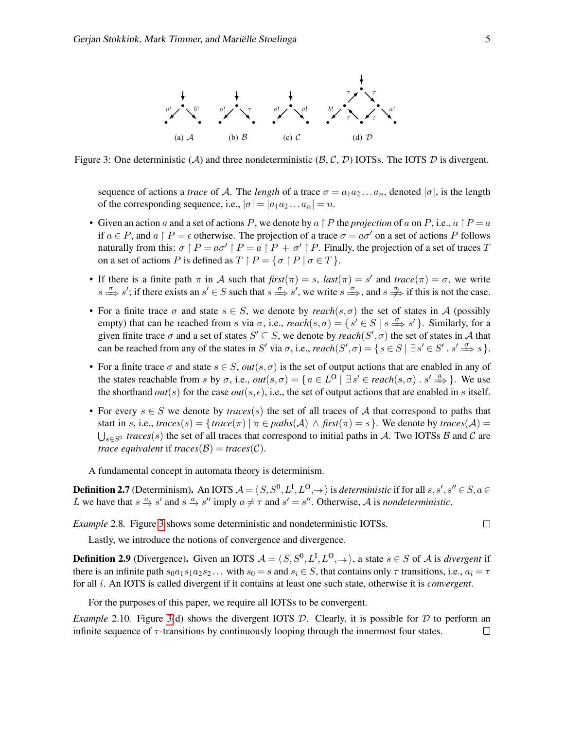(a) $\mathcal{A}$ (b) $\mathcal{B}$ (c) $\mathcal{C}$ (d) $\mathcal{D}$

Figure 3: One deterministic ($\mathcal{A}$) and three nondeterministic ($\mathcal{B}, \mathcal{C}, \mathcal{D}$) IOTSs. The IOTS $\mathcal{D}$ is divergent.

sequence of actions a *trace* of $\mathcal{A}$. The *length* of a trace $\sigma = a_1 a_2 \ldots a_n$, denoted $|\sigma|$, is the length of the corresponding sequence, i.e., $|\sigma| = |a_1 a_2 \ldots a_n| = n$.

- Given an action $a$ and a set of actions $P$, we denote by $a \upharpoonright P$ the *projection* of $a$ on $P$, i.e., $a \upharpoonright P = a$ if $a \in P$, and $a \upharpoonright P = \epsilon$ otherwise. The projection of a trace $\sigma = a\sigma'$ on a set of actions $P$ follows naturally from this: $\sigma \upharpoonright P = a\sigma' \upharpoonright P = a \upharpoonright P + \sigma' \upharpoonright P$. Finally, the projection of a set of traces $T$ on a set of actions $P$ is defined as $T \upharpoonright P = \{ \sigma \upharpoonright P \mid \sigma \in T \}$.
- If there is a finite path $\pi$ in $\mathcal{A}$ such that *first*$(\pi) = s$, *last*$(\pi) = s'$ and *trace*$(\pi) = \sigma$, we write $s \overset{\sigma}{\Longrightarrow} s'$; if there exists an $s' \in S$ such that $s \overset{\sigma}{\Longrightarrow} s'$, we write $s \overset{\sigma}{\Longrightarrow}$, and $s \overset{\sigma}{\not\Longrightarrow}$ if this is not the case.
- For a finite trace $\sigma$ and state $s \in S$, we denote by *reach*$(s, \sigma)$ the set of states in $\mathcal{A}$ (possibly empty) that can be reached from $s$ via $\sigma$, i.e., *reach*$(s, \sigma) = \{ s' \in S \mid s \overset{\sigma}{\Longrightarrow} s' \}$. Similarly, for a given finite trace $\sigma$ and a set of states $S' \subseteq S$, we denote by *reach*$(S', \sigma)$ the set of states in $\mathcal{A}$ that can be reached from any of the states in $S'$ via $\sigma$, i.e., *reach*$(S', \sigma) = \{ s \in S \mid \exists s' \in S' \,.\, s' \overset{\sigma}{\Longrightarrow} s \}$.
- For a finite trace $\sigma$ and state $s \in S$, *out*$(s, \sigma)$ is the set of output actions that are enabled in any of the states reachable from $s$ by $\sigma$, i.e., *out*$(s, \sigma) = \{ a \in L^{\mathrm{O}} \mid \exists s' \in$ *reach*$(s, \sigma) \,.\, s' \overset{a}{\Longrightarrow} \}$. We use the shorthand *out*$(s)$ for the case *out*$(s, \epsilon)$, i.e., the set of output actions that are enabled in $s$ itself.
- For every $s \in S$ we denote by *traces*$(s)$ the set of all traces of $\mathcal{A}$ that correspond to paths that start in $s$, i.e., *traces*$(s) = \{$ *trace*$(\pi) \mid \pi \in$ *paths*$(\mathcal{A}) \wedge$ *first*$(\pi) = s \}$. We denote by *traces*$(\mathcal{A}) = \bigcup_{s \in S^0}$ *traces*$(s)$ the set of all traces that correspond to initial paths in $\mathcal{A}$. Two IOTSs $\mathcal{B}$ and $\mathcal{C}$ are *trace equivalent* if *traces*$(\mathcal{B}) =$ *traces*$(\mathcal{C})$.

A fundamental concept in automata theory is determinism.

**Definition 2.7** (Determinism)**.** An IOTS $\mathcal{A} = \langle S, S^0, L^{\mathrm{I}}, L^{\mathrm{O}}, \rightarrow \rangle$ is *deterministic* if for all $s, s', s'' \in S, a \in L$ we have that $s \xrightarrow{a} s'$ and $s \xrightarrow{a} s''$ imply $a \neq \tau$ and $s' = s''$. Otherwise, $\mathcal{A}$ is *nondeterministic*.

*Example* 2.8. Figure 3 shows some deterministic and nondeterministic IOTSs. □

Lastly, we introduce the notions of convergence and divergence.

**Definition 2.9** (Divergence)**.** Given an IOTS $\mathcal{A} = \langle S, S^0, L^{\mathrm{I}}, L^{\mathrm{O}}, \rightarrow \rangle$, a state $s \in S$ of $\mathcal{A}$ is *divergent* if there is an infinite path $s_0 a_1 s_1 a_2 s_2 \ldots$ with $s_0 = s$ and $s_i \in S$, that contains only $\tau$ transitions, i.e., $a_i = \tau$ for all $i$. An IOTS is called divergent if it contains at least one such state, otherwise it is *convergent*.

For the purposes of this paper, we require all IOTSs to be convergent.

*Example* 2.10. Figure 3(d) shows the divergent IOTS $\mathcal{D}$. Clearly, it is possible for $\mathcal{D}$ to perform an infinite sequence of $\tau$-transitions by continuously looping through the innermost four states. □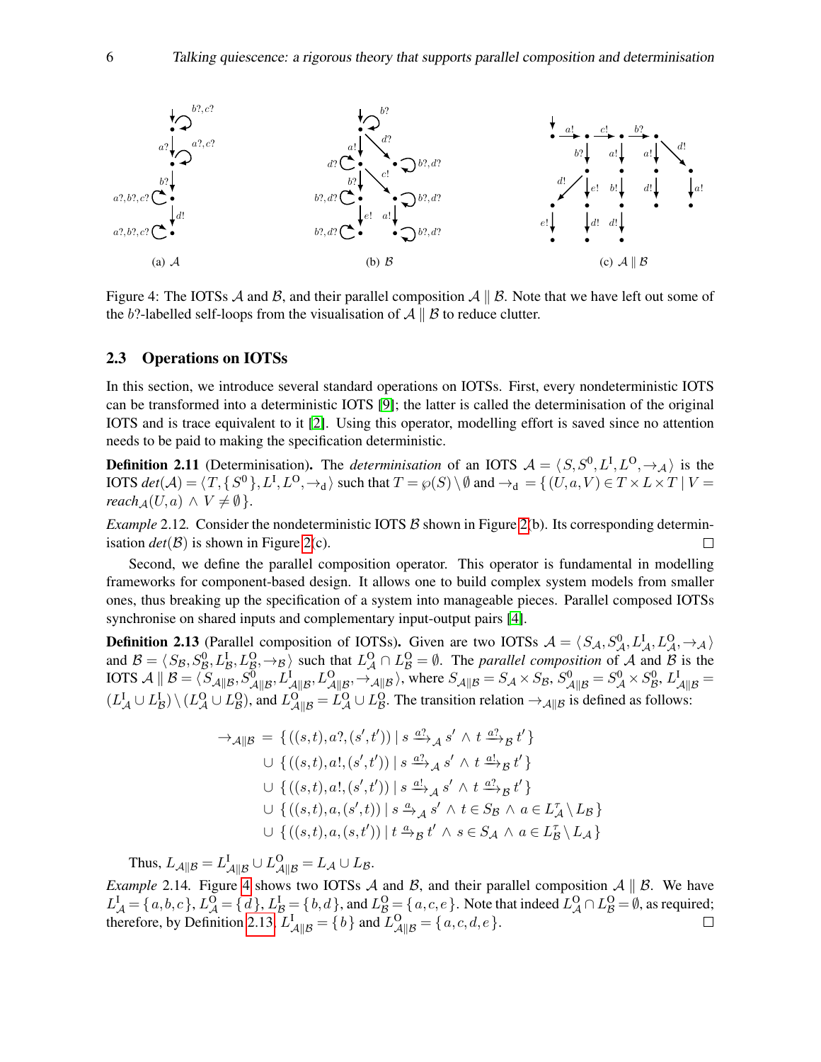(a) $\mathcal{A}$ (b) $\mathcal{B}$ (c) $\mathcal{A} \parallel \mathcal{B}$

Figure 4: The IOTSs $\mathcal{A}$ and $\mathcal{B}$, and their parallel composition $\mathcal{A} \parallel \mathcal{B}$. Note that we have left out some of the $b?$-labelled self-loops from the visualisation of $\mathcal{A} \parallel \mathcal{B}$ to reduce clutter.

### 2.3 Operations on IOTSs

In this section, we introduce several standard operations on IOTSs. First, every nondeterministic IOTS can be transformed into a deterministic IOTS [9]; the latter is called the determinisation of the original IOTS and is trace equivalent to it [2]. Using this operator, modelling effort is saved since no attention needs to be paid to making the specification deterministic.

**Definition 2.11** (Determinisation). The *determinisation* of an IOTS $\mathcal{A} = \langle S, S^0, L^{\mathrm{I}}, L^{\mathrm{O}}, \rightarrow_{\mathcal{A}} \rangle$ is the IOTS $det(\mathcal{A}) = \langle T, \{S^0\}, L^{\mathrm{I}}, L^{\mathrm{O}}, \rightarrow_{\mathrm{d}} \rangle$ such that $T = \wp(S) \setminus \emptyset$ and $\rightarrow_{\mathrm{d}} = \{ (U, a, V) \in T \times L \times T \mid V = reach_{\mathcal{A}}(U, a) \wedge V \neq \emptyset \}$.

*Example* 2.12. Consider the nondeterministic IOTS $\mathcal{B}$ shown in Figure 2(b). Its corresponding determinisation $det(\mathcal{B})$ is shown in Figure 2(c). □

Second, we define the parallel composition operator. This operator is fundamental in modelling frameworks for component-based design. It allows one to build complex system models from smaller ones, thus breaking up the specification of a system into manageable pieces. Parallel composed IOTSs synchronise on shared inputs and complementary input-output pairs [4].

**Definition 2.13** (Parallel composition of IOTSs). Given are two IOTSs $\mathcal{A} = \langle S_{\mathcal{A}}, S^0_{\mathcal{A}}, L^{\mathrm{I}}_{\mathcal{A}}, L^{\mathrm{O}}_{\mathcal{A}}, \rightarrow_{\mathcal{A}} \rangle$ and $\mathcal{B} = \langle S_{\mathcal{B}}, S^0_{\mathcal{B}}, L^{\mathrm{I}}_{\mathcal{B}}, L^{\mathrm{O}}_{\mathcal{B}}, \rightarrow_{\mathcal{B}} \rangle$ such that $L^{\mathrm{O}}_{\mathcal{A}} \cap L^{\mathrm{O}}_{\mathcal{B}} = \emptyset$. The *parallel composition* of $\mathcal{A}$ and $\mathcal{B}$ is the IOTS $\mathcal{A} \parallel \mathcal{B} = \langle S_{\mathcal{A}\parallel\mathcal{B}}, S^0_{\mathcal{A}\parallel\mathcal{B}}, L^{\mathrm{I}}_{\mathcal{A}\parallel\mathcal{B}}, L^{\mathrm{O}}_{\mathcal{A}\parallel\mathcal{B}}, \rightarrow_{\mathcal{A}\parallel\mathcal{B}} \rangle$, where $S_{\mathcal{A}\parallel\mathcal{B}} = S_{\mathcal{A}} \times S_{\mathcal{B}}$, $S^0_{\mathcal{A}\parallel\mathcal{B}} = S^0_{\mathcal{A}} \times S^0_{\mathcal{B}}$, $L^{\mathrm{I}}_{\mathcal{A}\parallel\mathcal{B}} = (L^{\mathrm{I}}_{\mathcal{A}} \cup L^{\mathrm{I}}_{\mathcal{B}}) \setminus (L^{\mathrm{O}}_{\mathcal{A}} \cup L^{\mathrm{O}}_{\mathcal{B}})$, and $L^{\mathrm{O}}_{\mathcal{A}\parallel\mathcal{B}} = L^{\mathrm{O}}_{\mathcal{A}} \cup L^{\mathrm{O}}_{\mathcal{B}}$. The transition relation $\rightarrow_{\mathcal{A}\parallel\mathcal{B}}$ is defined as follows:

$$
\begin{aligned}
\rightarrow_{\mathcal{A}\parallel\mathcal{B}} \;=\; & \{ ((s,t), a?, (s',t')) \mid s \xrightarrow{a?}_{\mathcal{A}} s' \wedge t \xrightarrow{a?}_{\mathcal{B}} t' \} \\
\cup\; & \{ ((s,t), a!, (s',t')) \mid s \xrightarrow{a?}_{\mathcal{A}} s' \wedge t \xrightarrow{a!}_{\mathcal{B}} t' \} \\
\cup\; & \{ ((s,t), a!, (s',t')) \mid s \xrightarrow{a!}_{\mathcal{A}} s' \wedge t \xrightarrow{a?}_{\mathcal{B}} t' \} \\
\cup\; & \{ ((s,t), a, (s',t)) \mid s \xrightarrow{a}_{\mathcal{A}} s' \wedge t \in S_{\mathcal{B}} \wedge a \in L^{\tau}_{\mathcal{A}} \setminus L_{\mathcal{B}} \} \\
\cup\; & \{ ((s,t), a, (s,t')) \mid t \xrightarrow{a}_{\mathcal{B}} t' \wedge s \in S_{\mathcal{A}} \wedge a \in L^{\tau}_{\mathcal{B}} \setminus L_{\mathcal{A}} \}
\end{aligned}
$$

Thus, $L_{\mathcal{A}\parallel\mathcal{B}} = L^{\mathrm{I}}_{\mathcal{A}\parallel\mathcal{B}} \cup L^{\mathrm{O}}_{\mathcal{A}\parallel\mathcal{B}} = L_{\mathcal{A}} \cup L_{\mathcal{B}}$.

*Example* 2.14. Figure 4 shows two IOTSs $\mathcal{A}$ and $\mathcal{B}$, and their parallel composition $\mathcal{A} \parallel \mathcal{B}$. We have $L^{\mathrm{I}}_{\mathcal{A}} = \{a, b, c\}$, $L^{\mathrm{O}}_{\mathcal{A}} = \{d\}$, $L^{\mathrm{I}}_{\mathcal{B}} = \{b, d\}$, and $L^{\mathrm{O}}_{\mathcal{B}} = \{a, c, e\}$. Note that indeed $L^{\mathrm{O}}_{\mathcal{A}} \cap L^{\mathrm{O}}_{\mathcal{B}} = \emptyset$, as required; therefore, by Definition 2.13, $L^{\mathrm{I}}_{\mathcal{A}\parallel\mathcal{B}} = \{b\}$ and $L^{\mathrm{O}}_{\mathcal{A}\parallel\mathcal{B}} = \{a, c, d, e\}$. □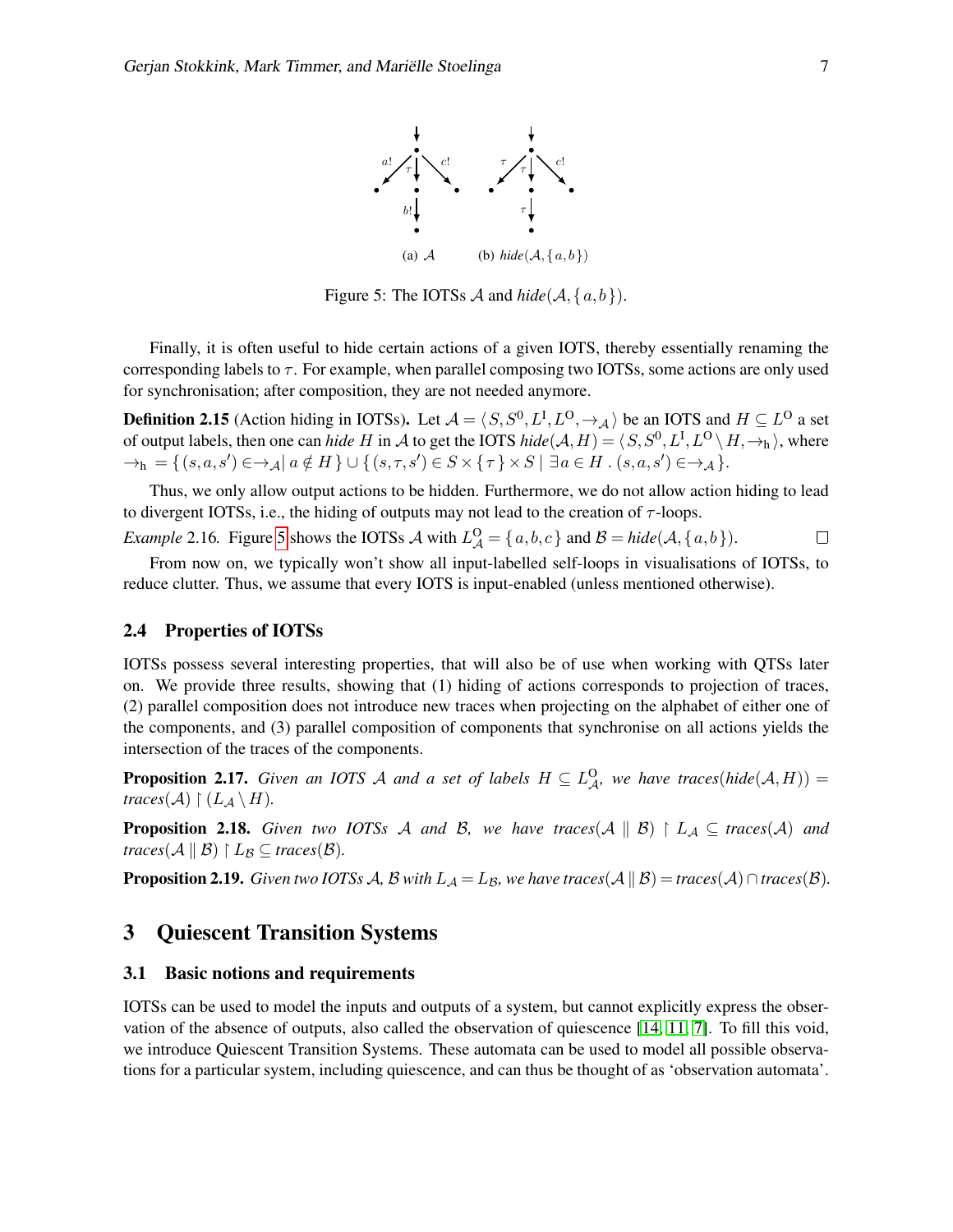(a) $\mathcal{A}$ (b) *hide*$(\mathcal{A}, \{a, b\})$

Figure 5: The IOTSs $\mathcal{A}$ and *hide*$(\mathcal{A}, \{a, b\})$.

Finally, it is often useful to hide certain actions of a given IOTS, thereby essentially renaming the corresponding labels to $\tau$. For example, when parallel composing two IOTSs, some actions are only used for synchronisation; after composition, they are not needed anymore.

**Definition 2.15** (Action hiding in IOTSs)**.** Let $\mathcal{A} = \langle S, S^0, L^I, L^O, \rightarrow_{\mathcal{A}} \rangle$ be an IOTS and $H \subseteq L^O$ a set of output labels, then one can *hide* $H$ in $\mathcal{A}$ to get the IOTS *hide*$(\mathcal{A}, H) = \langle S, S^0, L^I, L^O \setminus H, \rightarrow_h \rangle$, where $\rightarrow_h = \{ (s, a, s') \in \rightarrow_{\mathcal{A}} \mid a \notin H \} \cup \{ (s, \tau, s') \in S \times \{\tau\} \times S \mid \exists a \in H \,.\, (s, a, s') \in \rightarrow_{\mathcal{A}} \}$.

Thus, we only allow output actions to be hidden. Furthermore, we do not allow action hiding to lead to divergent IOTSs, i.e., the hiding of outputs may not lead to the creation of $\tau$-loops.

*Example* 2.16*.* Figure 5 shows the IOTSs $\mathcal{A}$ with $L^O_{\mathcal{A}} = \{a, b, c\}$ and $\mathcal{B} =$ *hide*$(\mathcal{A}, \{a, b\})$. □

From now on, we typically won't show all input-labelled self-loops in visualisations of IOTSs, to reduce clutter. Thus, we assume that every IOTS is input-enabled (unless mentioned otherwise).

### 2.4 Properties of IOTSs

IOTSs possess several interesting properties, that will also be of use when working with QTSs later on. We provide three results, showing that (1) hiding of actions corresponds to projection of traces, (2) parallel composition does not introduce new traces when projecting on the alphabet of either one of the components, and (3) parallel composition of components that synchronise on all actions yields the intersection of the traces of the components.

**Proposition 2.17.** *Given an IOTS $\mathcal{A}$ and a set of labels $H \subseteq L^O_{\mathcal{A}}$, we have traces(hide$(\mathcal{A}, H)$) = traces$(\mathcal{A}) \restriction (L_{\mathcal{A}} \setminus H)$.*

**Proposition 2.18.** *Given two IOTSs $\mathcal{A}$ and $\mathcal{B}$, we have traces$(\mathcal{A} \parallel \mathcal{B}) \restriction L_{\mathcal{A}} \subseteq$ traces$(\mathcal{A})$ and traces$(\mathcal{A} \parallel \mathcal{B}) \restriction L_{\mathcal{B}} \subseteq$ traces$(\mathcal{B})$.*

**Proposition 2.19.** *Given two IOTSs $\mathcal{A}$, $\mathcal{B}$ with $L_{\mathcal{A}} = L_{\mathcal{B}}$, we have traces$(\mathcal{A} \parallel \mathcal{B}) =$ traces$(\mathcal{A}) \cap$ traces$(\mathcal{B})$.*

## 3 Quiescent Transition Systems

### 3.1 Basic notions and requirements

IOTSs can be used to model the inputs and outputs of a system, but cannot explicitly express the observation of the absence of outputs, also called the observation of quiescence [14, 11, 7]. To fill this void, we introduce Quiescent Transition Systems. These automata can be used to model all possible observations for a particular system, including quiescence, and can thus be thought of as 'observation automata'.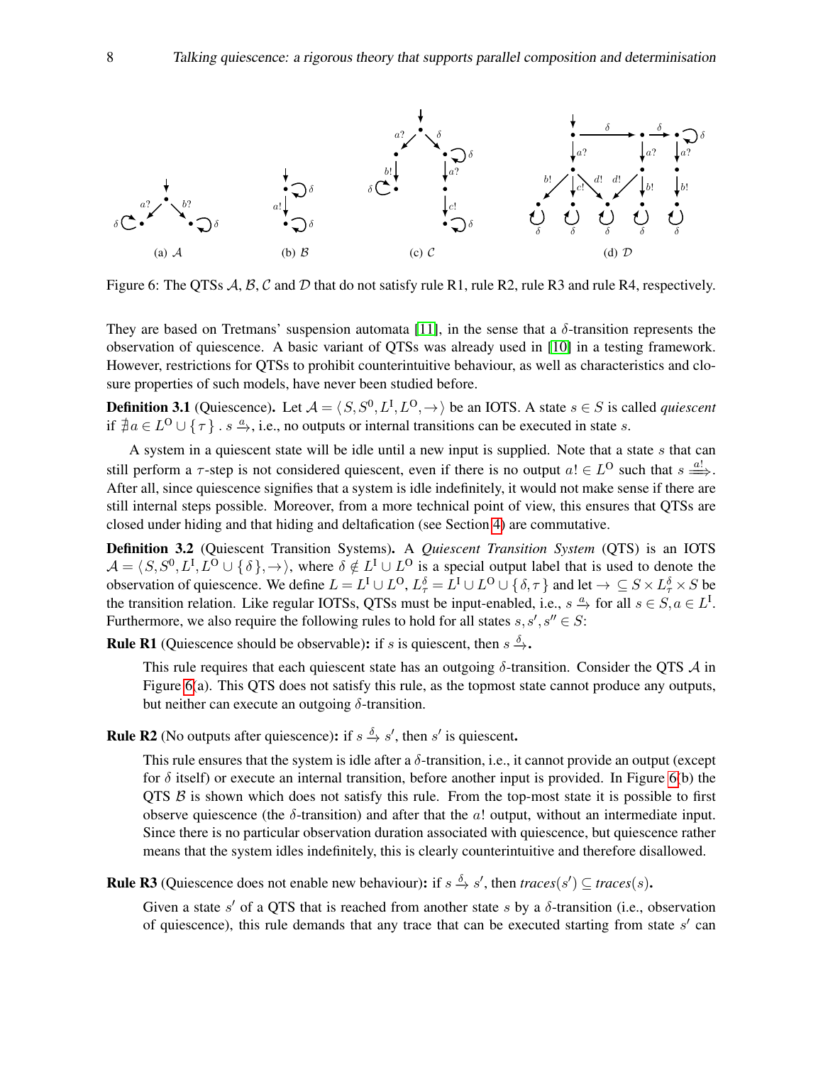Figure 6: The QTSs $\mathcal{A}, \mathcal{B}, \mathcal{C}$ and $\mathcal{D}$ that do not satisfy rule R1, rule R2, rule R3 and rule R4, respectively.

They are based on Tretmans' suspension automata [11], in the sense that a $\delta$-transition represents the observation of quiescence. A basic variant of QTSs was already used in [10] in a testing framework. However, restrictions for QTSs to prohibit counterintuitive behaviour, as well as characteristics and closure properties of such models, have never been studied before.

**Definition 3.1** (Quiescence). Let $\mathcal{A} = \langle S, S^0, L^{\mathrm{I}}, L^{\mathrm{O}}, \rightarrow \rangle$ be an IOTS. A state $s \in S$ is called *quiescent* if $\nexists a \in L^{\mathrm{O}} \cup \{ \tau \} \,.\, s \xrightarrow{a}$, i.e., no outputs or internal transitions can be executed in state $s$.

A system in a quiescent state will be idle until a new input is supplied. Note that a state $s$ that can still perform a $\tau$-step is not considered quiescent, even if there is no output $a! \in L^{\mathrm{O}}$ such that $s \xRightarrow{a!}$. After all, since quiescence signifies that a system is idle indefinitely, it would not make sense if there are still internal steps possible. Moreover, from a more technical point of view, this ensures that QTSs are closed under hiding and that hiding and deltafication (see Section 4) are commutative.

**Definition 3.2** (Quiescent Transition Systems). A *Quiescent Transition System* (QTS) is an IOTS $\mathcal{A} = \langle S, S^0, L^{\mathrm{I}}, L^{\mathrm{O}} \cup \{ \delta \}, \rightarrow \rangle$, where $\delta \notin L^{\mathrm{I}} \cup L^{\mathrm{O}}$ is a special output label that is used to denote the observation of quiescence. We define $L = L^{\mathrm{I}} \cup L^{\mathrm{O}}$, $L_\tau^\delta = L^{\mathrm{I}} \cup L^{\mathrm{O}} \cup \{ \delta, \tau \}$ and let $\rightarrow \; \subseteq S \times L_\tau^\delta \times S$ be the transition relation. Like regular IOTSs, QTSs must be input-enabled, i.e., $s \xrightarrow{a}$ for all $s \in S, a \in L^{\mathrm{I}}$. Furthermore, we also require the following rules to hold for all states $s, s', s'' \in S$:

**Rule R1** (Quiescence should be observable)**:** if $s$ is quiescent, then $s \xrightarrow{\delta}$.

This rule requires that each quiescent state has an outgoing $\delta$-transition. Consider the QTS $\mathcal{A}$ in Figure 6(a). This QTS does not satisfy this rule, as the topmost state cannot produce any outputs, but neither can execute an outgoing $\delta$-transition.

**Rule R2** (No outputs after quiescence)**:** if $s \xrightarrow{\delta} s'$, then $s'$ is quiescent.

This rule ensures that the system is idle after a $\delta$-transition, i.e., it cannot provide an output (except for $\delta$ itself) or execute an internal transition, before another input is provided. In Figure 6(b) the QTS $\mathcal{B}$ is shown which does not satisfy this rule. From the top-most state it is possible to first observe quiescence (the $\delta$-transition) and after that the $a!$ output, without an intermediate input. Since there is no particular observation duration associated with quiescence, but quiescence rather means that the system idles indefinitely, this is clearly counterintuitive and therefore disallowed.

**Rule R3** (Quiescence does not enable new behaviour)**:** if $s \xrightarrow{\delta} s'$, then $\mathit{traces}(s') \subseteq \mathit{traces}(s)$.

Given a state $s'$ of a QTS that is reached from another state $s$ by a $\delta$-transition (i.e., observation of quiescence), this rule demands that any trace that can be executed starting from state $s'$ can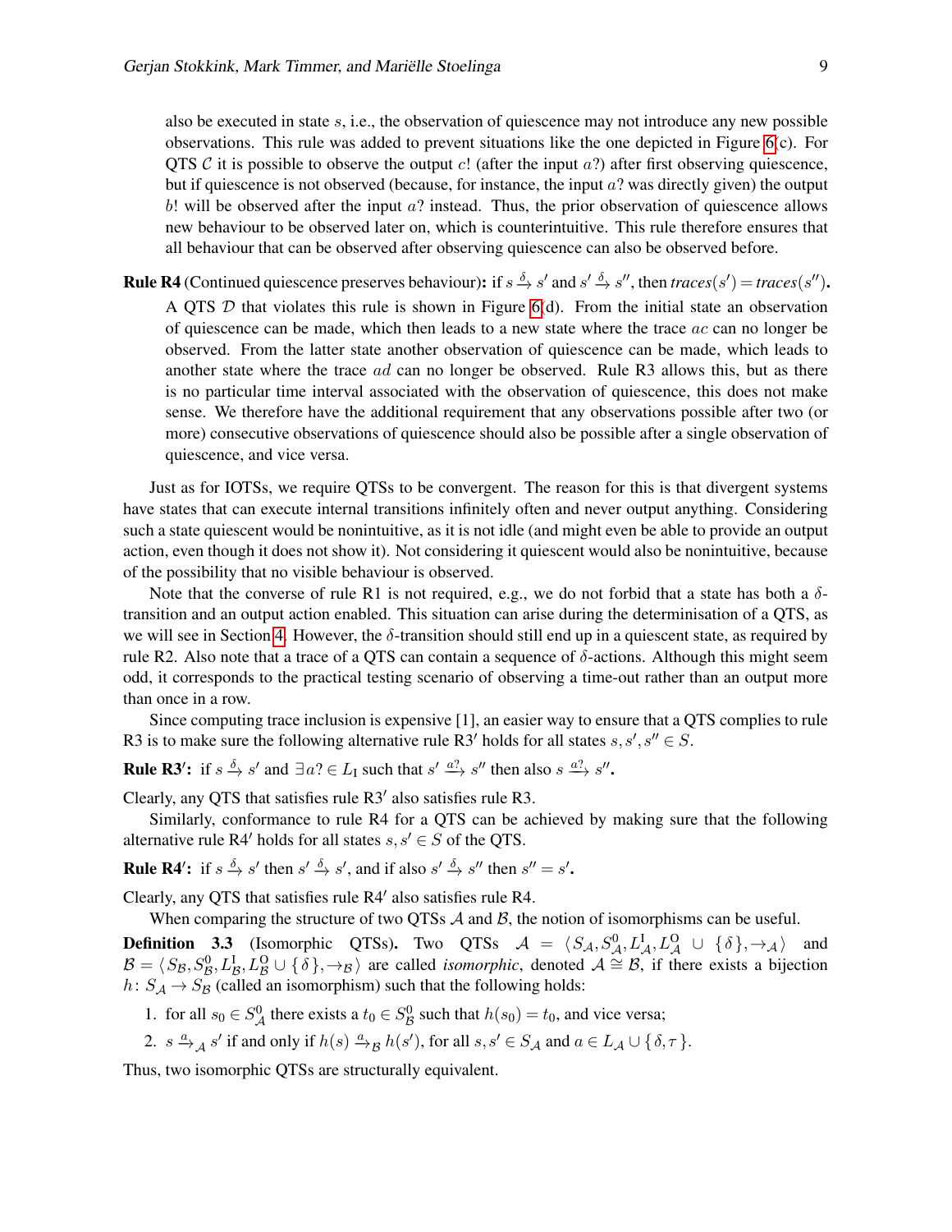also be executed in state $s$, i.e., the observation of quiescence may not introduce any new possible observations. This rule was added to prevent situations like the one depicted in Figure 6(c). For QTS $\mathcal{C}$ it is possible to observe the output $c!$ (after the input $a?$) after first observing quiescence, but if quiescence is not observed (because, for instance, the input $a?$ was directly given) the output $b!$ will be observed after the input $a?$ instead. Thus, the prior observation of quiescence allows new behaviour to be observed later on, which is counterintuitive. This rule therefore ensures that all behaviour that can be observed after observing quiescence can also be observed before.

**Rule R4** (Continued quiescence preserves behaviour)**:** if $s \xrightarrow{\delta} s'$ and $s' \xrightarrow{\delta} s''$, then $\mathit{traces}(s') = \mathit{traces}(s'')$**.** A QTS $\mathcal{D}$ that violates this rule is shown in Figure 6(d). From the initial state an observation of quiescence can be made, which then leads to a new state where the trace $ac$ can no longer be observed. From the latter state another observation of quiescence can be made, which leads to another state where the trace $ad$ can no longer be observed. Rule R3 allows this, but as there is no particular time interval associated with the observation of quiescence, this does not make sense. We therefore have the additional requirement that any observations possible after two (or more) consecutive observations of quiescence should also be possible after a single observation of quiescence, and vice versa.

Just as for IOTSs, we require QTSs to be convergent. The reason for this is that divergent systems have states that can execute internal transitions infinitely often and never output anything. Considering such a state quiescent would be nonintuitive, as it is not idle (and might even be able to provide an output action, even though it does not show it). Not considering it quiescent would also be nonintuitive, because of the possibility that no visible behaviour is observed.

Note that the converse of rule R1 is not required, e.g., we do not forbid that a state has both a $\delta$-transition and an output action enabled. This situation can arise during the determinisation of a QTS, as we will see in Section 4. However, the $\delta$-transition should still end up in a quiescent state, as required by rule R2. Also note that a trace of a QTS can contain a sequence of $\delta$-actions. Although this might seem odd, it corresponds to the practical testing scenario of observing a time-out rather than an output more than once in a row.

Since computing trace inclusion is expensive [1], an easier way to ensure that a QTS complies to rule R3 is to make sure the following alternative rule R3′ holds for all states $s, s', s'' \in S$.

**Rule R3′:** if $s \xrightarrow{\delta} s'$ and $\exists a? \in L_{\mathrm{I}}$ such that $s' \xrightarrow{a?} s''$ then also $s \xrightarrow{a?} s''$**.**

Clearly, any QTS that satisfies rule R3′ also satisfies rule R3.

Similarly, conformance to rule R4 for a QTS can be achieved by making sure that the following alternative rule R4′ holds for all states $s, s' \in S$ of the QTS.

**Rule R4′:** if $s \xrightarrow{\delta} s'$ then $s' \xrightarrow{\delta} s'$, and if also $s' \xrightarrow{\delta} s''$ then $s'' = s'$**.**

Clearly, any QTS that satisfies rule R4′ also satisfies rule R4.

When comparing the structure of two QTSs $\mathcal{A}$ and $\mathcal{B}$, the notion of isomorphisms can be useful.

**Definition 3.3** (Isomorphic QTSs)**.** Two QTSs $\mathcal{A} = \langle S_{\mathcal{A}}, S^0_{\mathcal{A}}, L^{\mathrm{I}}_{\mathcal{A}}, L^{\mathrm{O}}_{\mathcal{A}} \cup \{\delta\}, \rightarrow_{\mathcal{A}} \rangle$ and $\mathcal{B} = \langle S_{\mathcal{B}}, S^0_{\mathcal{B}}, L^{\mathrm{I}}_{\mathcal{B}}, L^{\mathrm{O}}_{\mathcal{B}} \cup \{\delta\}, \rightarrow_{\mathcal{B}} \rangle$ are called *isomorphic*, denoted $\mathcal{A} \cong \mathcal{B}$, if there exists a bijection $h \colon S_{\mathcal{A}} \rightarrow S_{\mathcal{B}}$ (called an isomorphism) such that the following holds:

1. for all $s_0 \in S^0_{\mathcal{A}}$ there exists a $t_0 \in S^0_{\mathcal{B}}$ such that $h(s_0) = t_0$, and vice versa;
2. $s \xrightarrow{a}_{\mathcal{A}} s'$ if and only if $h(s) \xrightarrow{a}_{\mathcal{B}} h(s')$, for all $s, s' \in S_{\mathcal{A}}$ and $a \in L_{\mathcal{A}} \cup \{\delta, \tau\}$.

Thus, two isomorphic QTSs are structurally equivalent.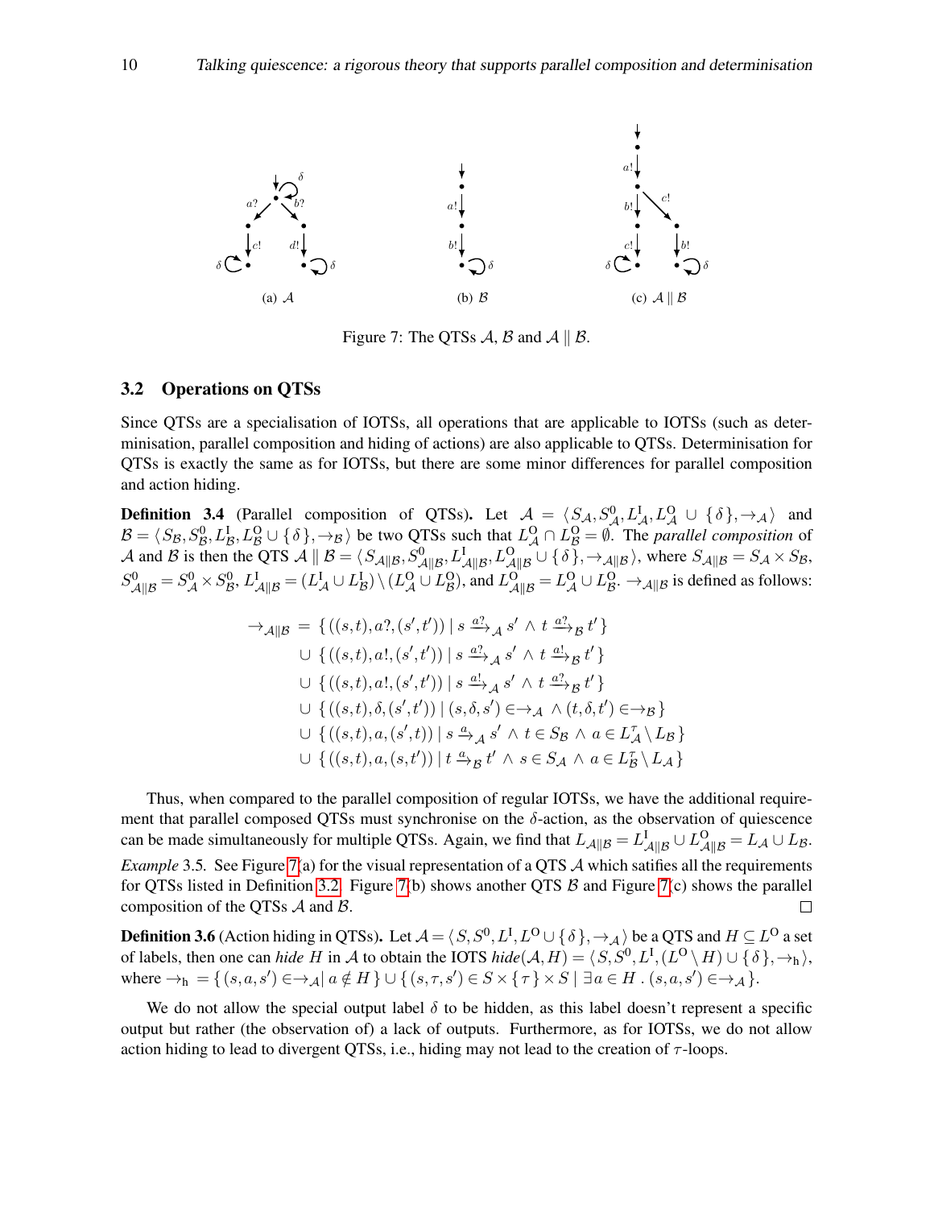(a) $\mathcal{A}$ (b) $\mathcal{B}$ (c) $\mathcal{A} \parallel \mathcal{B}$

Figure 7: The QTSs $\mathcal{A}$, $\mathcal{B}$ and $\mathcal{A} \parallel \mathcal{B}$.

### 3.2 Operations on QTSs

Since QTSs are a specialisation of IOTSs, all operations that are applicable to IOTSs (such as determinisation, parallel composition and hiding of actions) are also applicable to QTSs. Determinisation for QTSs is exactly the same as for IOTSs, but there are some minor differences for parallel composition and action hiding.

**Definition 3.4** (Parallel composition of QTSs)**.** Let $\mathcal{A} = \langle S_{\mathcal{A}}, S^0_{\mathcal{A}}, L^{\mathrm{I}}_{\mathcal{A}}, L^{\mathrm{O}}_{\mathcal{A}} \cup \{\delta\}, \rightarrow_{\mathcal{A}} \rangle$ and $\mathcal{B} = \langle S_{\mathcal{B}}, S^0_{\mathcal{B}}, L^{\mathrm{I}}_{\mathcal{B}}, L^{\mathrm{O}}_{\mathcal{B}} \cup \{\delta\}, \rightarrow_{\mathcal{B}} \rangle$ be two QTSs such that $L^{\mathrm{O}}_{\mathcal{A}} \cap L^{\mathrm{O}}_{\mathcal{B}} = \emptyset$. The *parallel composition* of $\mathcal{A}$ and $\mathcal{B}$ is then the QTS $\mathcal{A} \parallel \mathcal{B} = \langle S_{\mathcal{A}\parallel\mathcal{B}}, S^0_{\mathcal{A}\parallel\mathcal{B}}, L^{\mathrm{I}}_{\mathcal{A}\parallel\mathcal{B}}, L^{\mathrm{O}}_{\mathcal{A}\parallel\mathcal{B}} \cup \{\delta\}, \rightarrow_{\mathcal{A}\parallel\mathcal{B}} \rangle$, where $S_{\mathcal{A}\parallel\mathcal{B}} = S_{\mathcal{A}} \times S_{\mathcal{B}}$, $S^0_{\mathcal{A}\parallel\mathcal{B}} = S^0_{\mathcal{A}} \times S^0_{\mathcal{B}}$, $L^{\mathrm{I}}_{\mathcal{A}\parallel\mathcal{B}} = (L^{\mathrm{I}}_{\mathcal{A}} \cup L^{\mathrm{I}}_{\mathcal{B}}) \setminus (L^{\mathrm{O}}_{\mathcal{A}} \cup L^{\mathrm{O}}_{\mathcal{B}})$, and $L^{\mathrm{O}}_{\mathcal{A}\parallel\mathcal{B}} = L^{\mathrm{O}}_{\mathcal{A}} \cup L^{\mathrm{O}}_{\mathcal{B}}$. $\rightarrow_{\mathcal{A}\parallel\mathcal{B}}$ is defined as follows:

$$
\begin{aligned}
\rightarrow_{\mathcal{A}\parallel\mathcal{B}} \;=\; & \{\, ((s,t), a?, (s',t')) \mid s \xrightarrow{a?}_{\mathcal{A}} s' \,\wedge\, t \xrightarrow{a?}_{\mathcal{B}} t' \,\} \\
\cup\; & \{\, ((s,t), a!, (s',t')) \mid s \xrightarrow{a?}_{\mathcal{A}} s' \,\wedge\, t \xrightarrow{a!}_{\mathcal{B}} t' \,\} \\
\cup\; & \{\, ((s,t), a!, (s',t')) \mid s \xrightarrow{a!}_{\mathcal{A}} s' \,\wedge\, t \xrightarrow{a?}_{\mathcal{B}} t' \,\} \\
\cup\; & \{\, ((s,t), \delta, (s',t')) \mid (s,\delta,s') \in \rightarrow_{\mathcal{A}} \,\wedge (t,\delta,t') \in \rightarrow_{\mathcal{B}} \,\} \\
\cup\; & \{\, ((s,t), a, (s',t)) \mid s \xrightarrow{a}_{\mathcal{A}} s' \,\wedge\, t \in S_{\mathcal{B}} \,\wedge\, a \in L^{\tau}_{\mathcal{A}} \setminus L_{\mathcal{B}} \,\} \\
\cup\; & \{\, ((s,t), a, (s,t')) \mid t \xrightarrow{a}_{\mathcal{B}} t' \,\wedge\, s \in S_{\mathcal{A}} \,\wedge\, a \in L^{\tau}_{\mathcal{B}} \setminus L_{\mathcal{A}} \,\}
\end{aligned}
$$

Thus, when compared to the parallel composition of regular IOTSs, we have the additional requirement that parallel composed QTSs must synchronise on the $\delta$-action, as the observation of quiescence can be made simultaneously for multiple QTSs. Again, we find that $L_{\mathcal{A}\parallel\mathcal{B}} = L^{\mathrm{I}}_{\mathcal{A}\parallel\mathcal{B}} \cup L^{\mathrm{O}}_{\mathcal{A}\parallel\mathcal{B}} = L_{\mathcal{A}} \cup L_{\mathcal{B}}$.

*Example* 3.5. See Figure 7(a) for the visual representation of a QTS $\mathcal{A}$ which satifies all the requirements for QTSs listed in Definition 3.2. Figure 7(b) shows another QTS $\mathcal{B}$ and Figure 7(c) shows the parallel composition of the QTSs $\mathcal{A}$ and $\mathcal{B}$. □

**Definition 3.6** (Action hiding in QTSs)**.** Let $\mathcal{A} = \langle S, S^0, L^{\mathrm{I}}, L^{\mathrm{O}} \cup \{\delta\}, \rightarrow_{\mathcal{A}} \rangle$ be a QTS and $H \subseteq L^{\mathrm{O}}$ a set of labels, then one can *hide* $H$ in $\mathcal{A}$ to obtain the IOTS *hide*$(\mathcal{A}, H) = \langle S, S^0, L^{\mathrm{I}}, (L^{\mathrm{O}} \setminus H) \cup \{\delta\}, \rightarrow_{\mathrm{h}} \rangle$, where $\rightarrow_{\mathrm{h}} = \{\, (s,a,s') \in \rightarrow_{\mathcal{A}} \mid a \notin H \,\} \cup \{\, (s,\tau,s') \in S \times \{\tau\} \times S \mid \exists a \in H \,.\, (s,a,s') \in \rightarrow_{\mathcal{A}} \,\}$.

We do not allow the special output label $\delta$ to be hidden, as this label doesn't represent a specific output but rather (the observation of) a lack of outputs. Furthermore, as for IOTSs, we do not allow action hiding to lead to divergent QTSs, i.e., hiding may not lead to the creation of $\tau$-loops.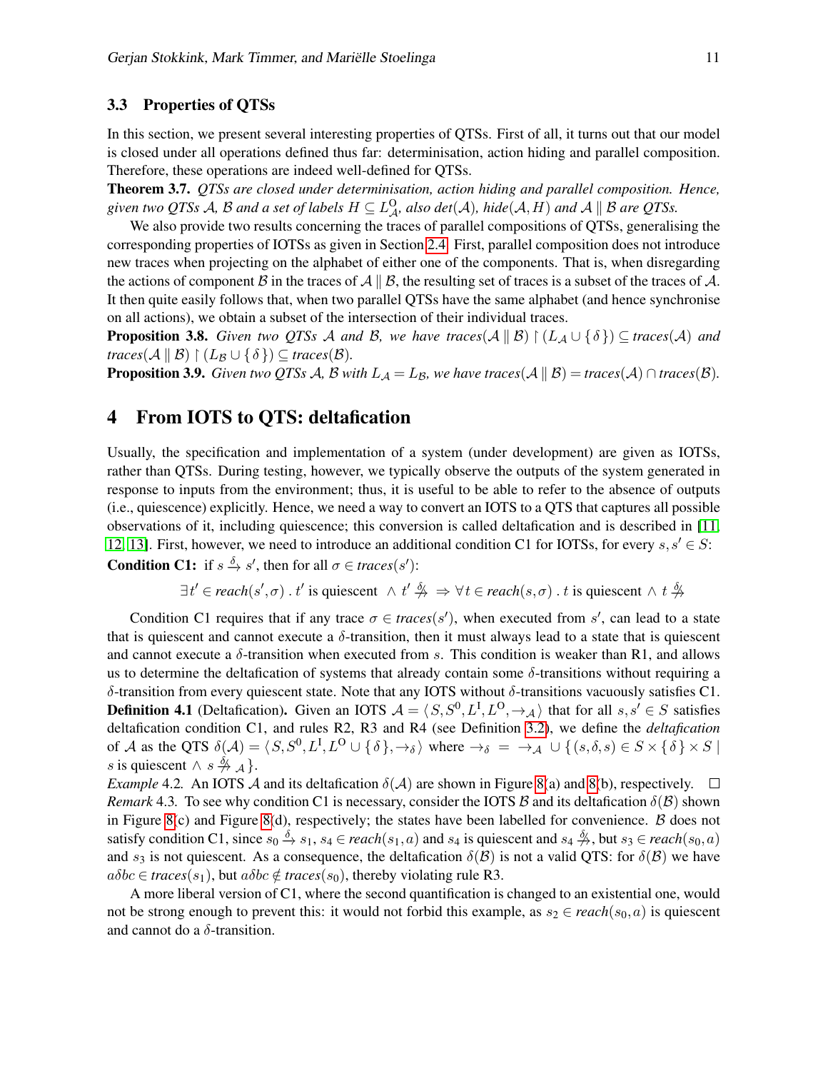### 3.3 Properties of QTSs

In this section, we present several interesting properties of QTSs. First of all, it turns out that our model is closed under all operations defined thus far: determinisation, action hiding and parallel composition. Therefore, these operations are indeed well-defined for QTSs.

**Theorem 3.7.** *QTSs are closed under determinisation, action hiding and parallel composition. Hence, given two QTSs $\mathcal{A}$, $\mathcal{B}$ and a set of labels $H \subseteq L^{\mathrm{O}}_{\mathcal{A}}$, also $det(\mathcal{A})$, $hide(\mathcal{A}, H)$ and $\mathcal{A} \parallel \mathcal{B}$ are QTSs.*

We also provide two results concerning the traces of parallel compositions of QTSs, generalising the corresponding properties of IOTSs as given in Section 2.4. First, parallel composition does not introduce new traces when projecting on the alphabet of either one of the components. That is, when disregarding the actions of component $\mathcal{B}$ in the traces of $\mathcal{A} \parallel \mathcal{B}$, the resulting set of traces is a subset of the traces of $\mathcal{A}$. It then quite easily follows that, when two parallel QTSs have the same alphabet (and hence synchronise on all actions), we obtain a subset of the intersection of their individual traces.

**Proposition 3.8.** *Given two QTSs $\mathcal{A}$ and $\mathcal{B}$, we have $traces(\mathcal{A} \parallel \mathcal{B}) \upharpoonright (L_{\mathcal{A}} \cup \{\delta\}) \subseteq traces(\mathcal{A})$ and $traces(\mathcal{A} \parallel \mathcal{B}) \upharpoonright (L_{\mathcal{B}} \cup \{\delta\}) \subseteq traces(\mathcal{B})$.*

**Proposition 3.9.** *Given two QTSs $\mathcal{A}$, $\mathcal{B}$ with $L_{\mathcal{A}} = L_{\mathcal{B}}$, we have $traces(\mathcal{A} \parallel \mathcal{B}) = traces(\mathcal{A}) \cap traces(\mathcal{B})$.*

## 4 From IOTS to QTS: deltafication

Usually, the specification and implementation of a system (under development) are given as IOTSs, rather than QTSs. During testing, however, we typically observe the outputs of the system generated in response to inputs from the environment; thus, it is useful to be able to refer to the absence of outputs (i.e., quiescence) explicitly. Hence, we need a way to convert an IOTS to a QTS that captures all possible observations of it, including quiescence; this conversion is called deltafication and is described in [11, 12, 13]. First, however, we need to introduce an additional condition C1 for IOTSs, for every $s, s' \in S$:

**Condition C1:** if $s \xrightarrow{\delta} s'$, then for all $\sigma \in traces(s')$:

$$\exists t' \in reach(s', \sigma) \,.\, t' \text{ is quiescent } \wedge t' \stackrel{\delta}{\nrightarrow} \;\Rightarrow\; \forall t \in reach(s, \sigma) \,.\, t \text{ is quiescent } \wedge t \stackrel{\delta}{\nrightarrow}$$

Condition C1 requires that if any trace $\sigma \in traces(s')$, when executed from $s'$, can lead to a state that is quiescent and cannot execute a $\delta$-transition, then it must always lead to a state that is quiescent and cannot execute a $\delta$-transition when executed from $s$. This condition is weaker than R1, and allows us to determine the deltafication of systems that already contain some $\delta$-transitions without requiring a $\delta$-transition from every quiescent state. Note that any IOTS without $\delta$-transitions vacuously satisfies C1.

**Definition 4.1** (Deltafication)**.** Given an IOTS $\mathcal{A} = \langle S, S^0, L^{\mathrm{I}}, L^{\mathrm{O}}, \rightarrow_{\mathcal{A}} \rangle$ that for all $s, s' \in S$ satisfies deltafication condition C1, and rules R2, R3 and R4 (see Definition 3.2), we define the *deltafication* of $\mathcal{A}$ as the QTS $\delta(\mathcal{A}) = \langle S, S^0, L^{\mathrm{I}}, L^{\mathrm{O}} \cup \{\delta\}, \rightarrow_{\delta} \rangle$ where $\rightarrow_{\delta} \;=\; \rightarrow_{\mathcal{A}} \cup \{(s, \delta, s) \in S \times \{\delta\} \times S \mid s \text{ is quiescent} \wedge s \stackrel{\delta}{\nrightarrow}_{\mathcal{A}}\}$.

*Example* 4.2. An IOTS $\mathcal{A}$ and its deltafication $\delta(\mathcal{A})$ are shown in Figure 8(a) and 8(b), respectively. □

*Remark* 4.3. To see why condition C1 is necessary, consider the IOTS $\mathcal{B}$ and its deltafication $\delta(\mathcal{B})$ shown in Figure 8(c) and Figure 8(d), respectively; the states have been labelled for convenience. $\mathcal{B}$ does not satisfy condition C1, since $s_0 \xrightarrow{\delta} s_1$, $s_4 \in reach(s_1, a)$ and $s_4$ is quiescent and $s_4 \stackrel{\delta}{\nrightarrow}$, but $s_3 \in reach(s_0, a)$ and $s_3$ is not quiescent. As a consequence, the deltafication $\delta(\mathcal{B})$ is not a valid QTS: for $\delta(\mathcal{B})$ we have $a\delta bc \in traces(s_1)$, but $a\delta bc \notin traces(s_0)$, thereby violating rule R3.

A more liberal version of C1, where the second quantification is changed to an existential one, would not be strong enough to prevent this: it would not forbid this example, as $s_2 \in reach(s_0, a)$ is quiescent and cannot do a $\delta$-transition.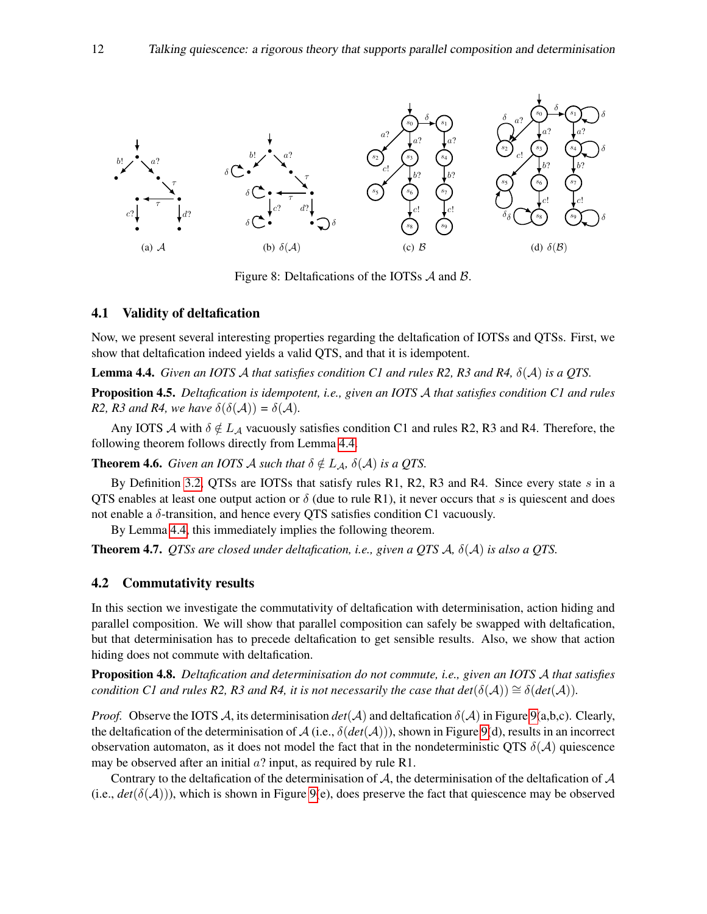(a) $\mathcal{A}$ (b) $\delta(\mathcal{A})$ (c) $\mathcal{B}$ (d) $\delta(\mathcal{B})$

Figure 8: Deltafications of the IOTSs $\mathcal{A}$ and $\mathcal{B}$.

### 4.1 Validity of deltafication

Now, we present several interesting properties regarding the deltafication of IOTSs and QTSs. First, we show that deltafication indeed yields a valid QTS, and that it is idempotent.

**Lemma 4.4.** *Given an IOTS $\mathcal{A}$ that satisfies condition C1 and rules R2, R3 and R4, $\delta(\mathcal{A})$ is a QTS.*

**Proposition 4.5.** *Deltafication is idempotent, i.e., given an IOTS $\mathcal{A}$ that satisfies condition C1 and rules R2, R3 and R4, we have $\delta(\delta(\mathcal{A})) = \delta(\mathcal{A})$.*

Any IOTS $\mathcal{A}$ with $\delta \notin L_{\mathcal{A}}$ vacuously satisfies condition C1 and rules R2, R3 and R4. Therefore, the following theorem follows directly from Lemma 4.4.

**Theorem 4.6.** *Given an IOTS $\mathcal{A}$ such that $\delta \notin L_{\mathcal{A}}$, $\delta(\mathcal{A})$ is a QTS.*

By Definition 3.2, QTSs are IOTSs that satisfy rules R1, R2, R3 and R4. Since every state $s$ in a QTS enables at least one output action or $\delta$ (due to rule R1), it never occurs that $s$ is quiescent and does not enable a $\delta$-transition, and hence every QTS satisfies condition C1 vacuously.

By Lemma 4.4, this immediately implies the following theorem.

**Theorem 4.7.** *QTSs are closed under deltafication, i.e., given a QTS $\mathcal{A}$, $\delta(\mathcal{A})$ is also a QTS.*

### 4.2 Commutativity results

In this section we investigate the commutativity of deltafication with determinisation, action hiding and parallel composition. We will show that parallel composition can safely be swapped with deltafication, but that determinisation has to precede deltafication to get sensible results. Also, we show that action hiding does not commute with deltafication.

**Proposition 4.8.** *Deltafication and determinisation do not commute, i.e., given an IOTS $\mathcal{A}$ that satisfies condition C1 and rules R2, R3 and R4, it is not necessarily the case that $det(\delta(\mathcal{A})) \cong \delta(det(\mathcal{A}))$.*

*Proof.* Observe the IOTS $\mathcal{A}$, its determinisation $det(\mathcal{A})$ and deltafication $\delta(\mathcal{A})$ in Figure 9(a,b,c). Clearly, the deltafication of the determinisation of $\mathcal{A}$ (i.e., $\delta(det(\mathcal{A}))$), shown in Figure 9(d), results in an incorrect observation automaton, as it does not model the fact that in the nondeterministic QTS $\delta(\mathcal{A})$ quiescence may be observed after an initial $a?$ input, as required by rule R1.

Contrary to the deltafication of the determinisation of $\mathcal{A}$, the determinisation of the deltafication of $\mathcal{A}$ (i.e., $det(\delta(\mathcal{A}))$), which is shown in Figure 9(e), does preserve the fact that quiescence may be observed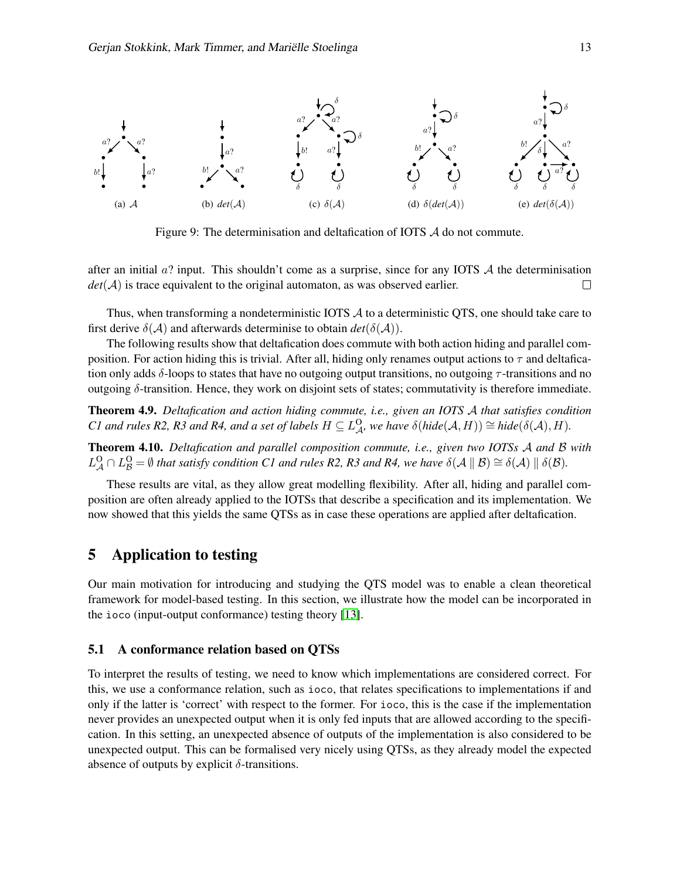(a) $\mathcal{A}$ (b) $det(\mathcal{A})$ (c) $\delta(\mathcal{A})$ (d) $\delta(det(\mathcal{A}))$ (e) $det(\delta(\mathcal{A}))$

Figure 9: The determinisation and deltafication of IOTS $\mathcal{A}$ do not commute.

after an initial $a?$ input. This shouldn't come as a surprise, since for any IOTS $\mathcal{A}$ the determinisation $det(\mathcal{A})$ is trace equivalent to the original automaton, as was observed earlier. □

Thus, when transforming a nondeterministic IOTS $\mathcal{A}$ to a deterministic QTS, one should take care to first derive $\delta(\mathcal{A})$ and afterwards determinise to obtain $det(\delta(\mathcal{A}))$.

The following results show that deltafication does commute with both action hiding and parallel composition. For action hiding this is trivial. After all, hiding only renames output actions to $\tau$ and deltafication only adds $\delta$-loops to states that have no outgoing output transitions, no outgoing $\tau$-transitions and no outgoing $\delta$-transition. Hence, they work on disjoint sets of states; commutativity is therefore immediate.

**Theorem 4.9.** *Deltafication and action hiding commute, i.e., given an IOTS $\mathcal{A}$ that satisfies condition C1 and rules R2, R3 and R4, and a set of labels $H \subseteq L^{\mathrm{O}}_{\mathcal{A}}$, we have $\delta(hide(\mathcal{A}, H)) \cong hide(\delta(\mathcal{A}), H)$.*

**Theorem 4.10.** *Deltafication and parallel composition commute, i.e., given two IOTSs $\mathcal{A}$ and $\mathcal{B}$ with $L^{\mathrm{O}}_{\mathcal{A}} \cap L^{\mathrm{O}}_{\mathcal{B}} = \emptyset$ that satisfy condition C1 and rules R2, R3 and R4, we have $\delta(\mathcal{A} \parallel \mathcal{B}) \cong \delta(\mathcal{A}) \parallel \delta(\mathcal{B})$.*

These results are vital, as they allow great modelling flexibility. After all, hiding and parallel composition are often already applied to the IOTSs that describe a specification and its implementation. We now showed that this yields the same QTSs as in case these operations are applied after deltafication.

# 5 Application to testing

Our main motivation for introducing and studying the QTS model was to enable a clean theoretical framework for model-based testing. In this section, we illustrate how the model can be incorporated in the `ioco` (input-output conformance) testing theory [13].

## 5.1 A conformance relation based on QTSs

To interpret the results of testing, we need to know which implementations are considered correct. For this, we use a conformance relation, such as `ioco`, that relates specifications to implementations if and only if the latter is 'correct' with respect to the former. For `ioco`, this is the case if the implementation never provides an unexpected output when it is only fed inputs that are allowed according to the specification. In this setting, an unexpected absence of outputs of the implementation is also considered to be unexpected output. This can be formalised very nicely using QTSs, as they already model the expected absence of outputs by explicit $\delta$-transitions.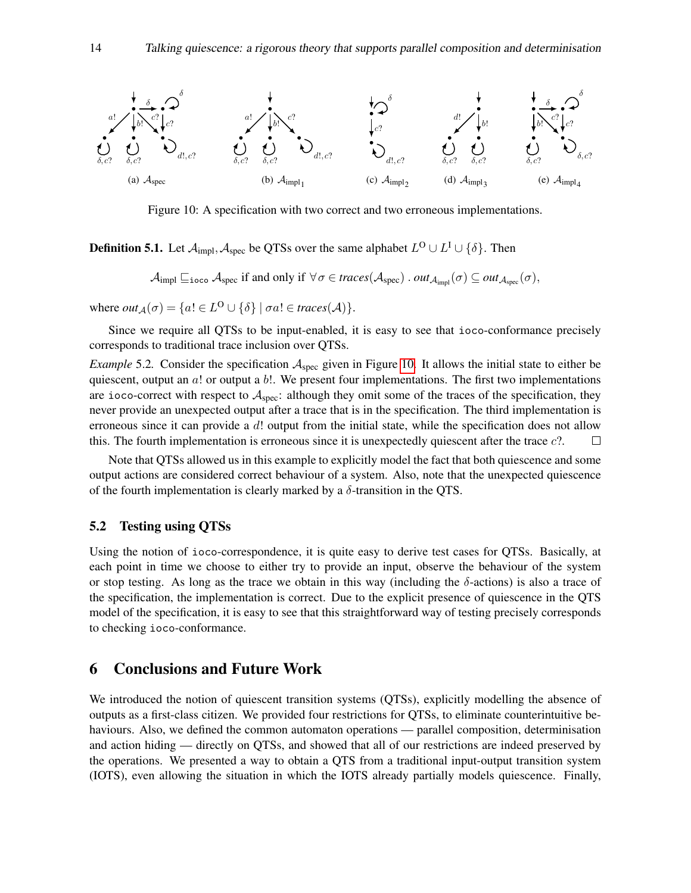(a) $\mathcal{A}_{\text{spec}}$ (b) $\mathcal{A}_{\text{impl}_1}$ (c) $\mathcal{A}_{\text{impl}_2}$ (d) $\mathcal{A}_{\text{impl}_3}$ (e) $\mathcal{A}_{\text{impl}_4}$

Figure 10: A specification with two correct and two erroneous implementations.

**Definition 5.1.** Let $\mathcal{A}_{\text{impl}}, \mathcal{A}_{\text{spec}}$ be QTSs over the same alphabet $L^{\text{O}} \cup L^{\text{I}} \cup \{\delta\}$. Then

$$\mathcal{A}_{\text{impl}} \sqsubseteq_{\texttt{ioco}} \mathcal{A}_{\text{spec}} \text{ if and only if } \forall \sigma \in \textit{traces}(\mathcal{A}_{\text{spec}}) \,.\, \textit{out}_{\mathcal{A}_{\text{impl}}}(\sigma) \subseteq \textit{out}_{\mathcal{A}_{\text{spec}}}(\sigma),$$

where $\textit{out}_{\mathcal{A}}(\sigma) = \{a! \in L^{\text{O}} \cup \{\delta\} \mid \sigma a! \in \textit{traces}(\mathcal{A})\}$.

Since we require all QTSs to be input-enabled, it is easy to see that ioco-conformance precisely corresponds to traditional trace inclusion over QTSs.

*Example* 5.2. Consider the specification $\mathcal{A}_{\text{spec}}$ given in Figure 10. It allows the initial state to either be quiescent, output an $a!$ or output a $b!$. We present four implementations. The first two implementations are ioco-correct with respect to $\mathcal{A}_{\text{spec}}$: although they omit some of the traces of the specification, they never provide an unexpected output after a trace that is in the specification. The third implementation is erroneous since it can provide a $d!$ output from the initial state, while the specification does not allow this. The fourth implementation is erroneous since it is unexpectedly quiescent after the trace $c?$. □

Note that QTSs allowed us in this example to explicitly model the fact that both quiescence and some output actions are considered correct behaviour of a system. Also, note that the unexpected quiescence of the fourth implementation is clearly marked by a $\delta$-transition in the QTS.

### 5.2 Testing using QTSs

Using the notion of ioco-correspondence, it is quite easy to derive test cases for QTSs. Basically, at each point in time we choose to either try to provide an input, observe the behaviour of the system or stop testing. As long as the trace we obtain in this way (including the $\delta$-actions) is also a trace of the specification, the implementation is correct. Due to the explicit presence of quiescence in the QTS model of the specification, it is easy to see that this straightforward way of testing precisely corresponds to checking ioco-conformance.

## 6 Conclusions and Future Work

We introduced the notion of quiescent transition systems (QTSs), explicitly modelling the absence of outputs as a first-class citizen. We provided four restrictions for QTSs, to eliminate counterintuitive behaviours. Also, we defined the common automaton operations — parallel composition, determinisation and action hiding — directly on QTSs, and showed that all of our restrictions are indeed preserved by the operations. We presented a way to obtain a QTS from a traditional input-output transition system (IOTS), even allowing the situation in which the IOTS already partially models quiescence. Finally,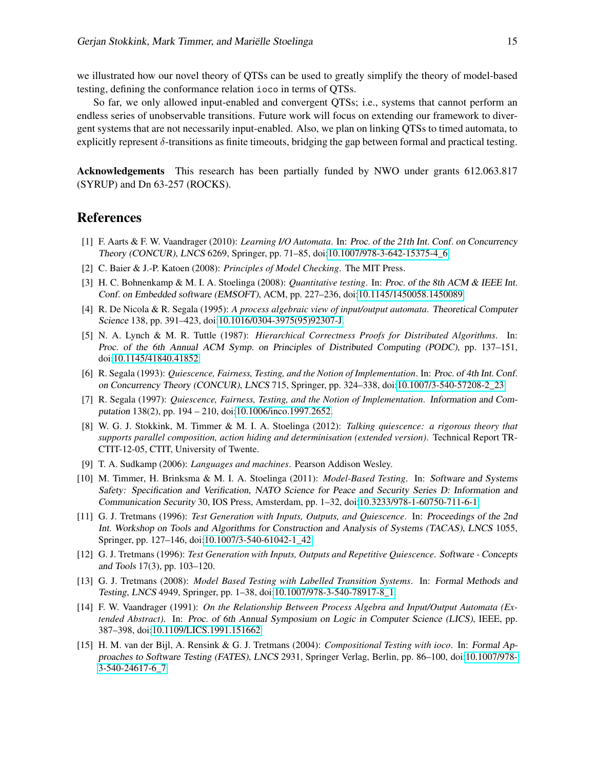we illustrated how our novel theory of QTSs can be used to greatly simplify the theory of model-based testing, defining the conformance relation `ioco` in terms of QTSs.

So far, we only allowed input-enabled and convergent QTSs; i.e., systems that cannot perform an endless series of unobservable transitions. Future work will focus on extending our framework to divergent systems that are not necessarily input-enabled. Also, we plan on linking QTSs to timed automata, to explicitly represent $\delta$-transitions as finite timeouts, bridging the gap between formal and practical testing.

**Acknowledgements** This research has been partially funded by NWO under grants 612.063.817 (SYRUP) and Dn 63-257 (ROCKS).

## References

[1] F. Aarts & F. W. Vaandrager (2010): *Learning I/O Automata*. In: Proc. of the 21th Int. Conf. on Concurrency Theory (CONCUR), LNCS 6269, Springer, pp. 71–85, doi:10.1007/978-3-642-15375-4_6.

[2] C. Baier & J.-P. Katoen (2008): *Principles of Model Checking*. The MIT Press.

[3] H. C. Bohnenkamp & M. I. A. Stoelinga (2008): *Quantitative testing*. In: Proc. of the 8th ACM & IEEE Int. Conf. on Embedded software (EMSOFT), ACM, pp. 227–236, doi:10.1145/1450058.1450089.

[4] R. De Nicola & R. Segala (1995): *A process algebraic view of input/output automata*. Theoretical Computer Science 138, pp. 391–423, doi:10.1016/0304-3975(95)92307-J.

[5] N. A. Lynch & M. R. Tuttle (1987): *Hierarchical Correctness Proofs for Distributed Algorithms*. In: Proc. of the 6th Annual ACM Symp. on Principles of Distributed Computing (PODC), pp. 137–151, doi:10.1145/41840.41852.

[6] R. Segala (1993): *Quiescence, Fairness, Testing, and the Notion of Implementation*. In: Proc. of 4th Int. Conf. on Concurrency Theory (CONCUR), LNCS 715, Springer, pp. 324–338, doi:10.1007/3-540-57208-2_23.

[7] R. Segala (1997): *Quiescence, Fairness, Testing, and the Notion of Implementation*. Information and Computation 138(2), pp. 194 – 210, doi:10.1006/inco.1997.2652.

[8] W. G. J. Stokkink, M. Timmer & M. I. A. Stoelinga (2012): *Talking quiescence: a rigorous theory that supports parallel composition, action hiding and determinisation (extended version)*. Technical Report TR-CTIT-12-05, CTIT, University of Twente.

[9] T. A. Sudkamp (2006): *Languages and machines*. Pearson Addison Wesley.

[10] M. Timmer, H. Brinksma & M. I. A. Stoelinga (2011): *Model-Based Testing*. In: Software and Systems Safety: Specification and Verification, NATO Science for Peace and Security Series D: Information and Communication Security 30, IOS Press, Amsterdam, pp. 1–32, doi:10.3233/978-1-60750-711-6-1.

[11] G. J. Tretmans (1996): *Test Generation with Inputs, Outputs, and Quiescence*. In: Proceedings of the 2nd Int. Workshop on Tools and Algorithms for Construction and Analysis of Systems (TACAS), LNCS 1055, Springer, pp. 127–146, doi:10.1007/3-540-61042-1_42.

[12] G. J. Tretmans (1996): *Test Generation with Inputs, Outputs and Repetitive Quiescence*. Software - Concepts and Tools 17(3), pp. 103–120.

[13] G. J. Tretmans (2008): *Model Based Testing with Labelled Transition Systems*. In: Formal Methods and Testing, LNCS 4949, Springer, pp. 1–38, doi:10.1007/978-3-540-78917-8_1.

[14] F. W. Vaandrager (1991): *On the Relationship Between Process Algebra and Input/Output Automata (Extended Abstract)*. In: Proc. of 6th Annual Symposium on Logic in Computer Science (LICS), IEEE, pp. 387–398, doi:10.1109/LICS.1991.151662.

[15] H. M. van der Bijl, A. Rensink & G. J. Tretmans (2004): *Compositional Testing with ioco*. In: Formal Approaches to Software Testing (FATES), LNCS 2931, Springer Verlag, Berlin, pp. 86–100, doi:10.1007/978-3-540-24617-6_7.